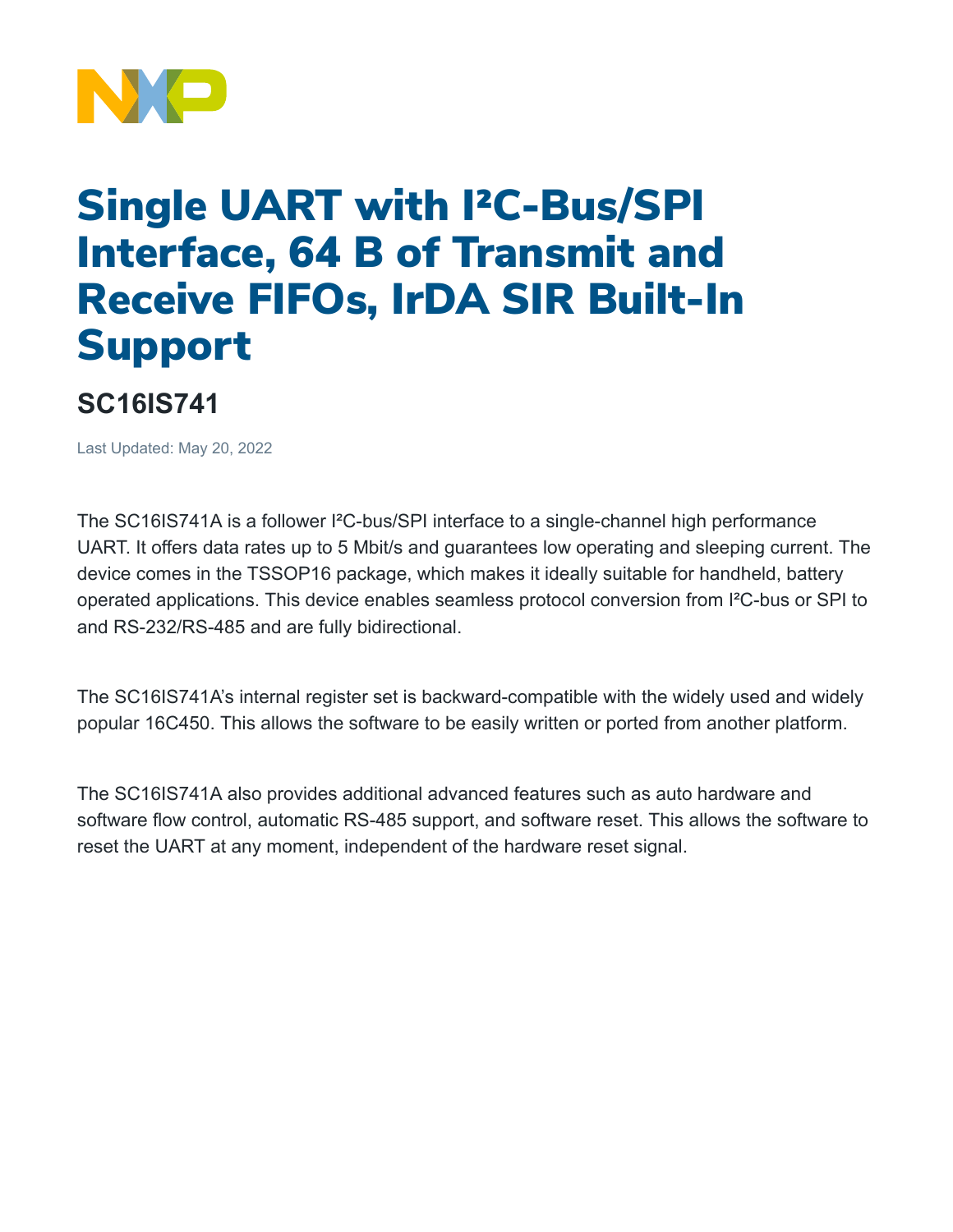# Single UART with I²C-Bus/SPI Interface, 64 B of Transmit and Receive FIFOs, IrDA SIR Built-In Support

## SC16IS741

Last Updated: May 20, 2022

The SC16IS741A is a follower I²C-bus/SPI interface to a single-channel high performance UART. It offers data rates up to 5 Mbit/s and guarantees low operating and sleeping current. The device comes in the TSSOP16 package, which makes it ideally suitable for handheld, battery operated applications. This device enables seamless protocol conversion from I²C-bus or SPI to and RS-232/RS-485 and are fully bidirectional.

The SC16IS741A's internal register set is backward-compatible with the widely used and widely popular 16C450. This allows the software to be easily written or ported from another platform.

The SC16IS741A also provides additional advanced features such as auto hardware and software flow control, automatic RS-485 support, and software reset. This allows the software to reset the UART at any moment, independent of the hardware reset signal.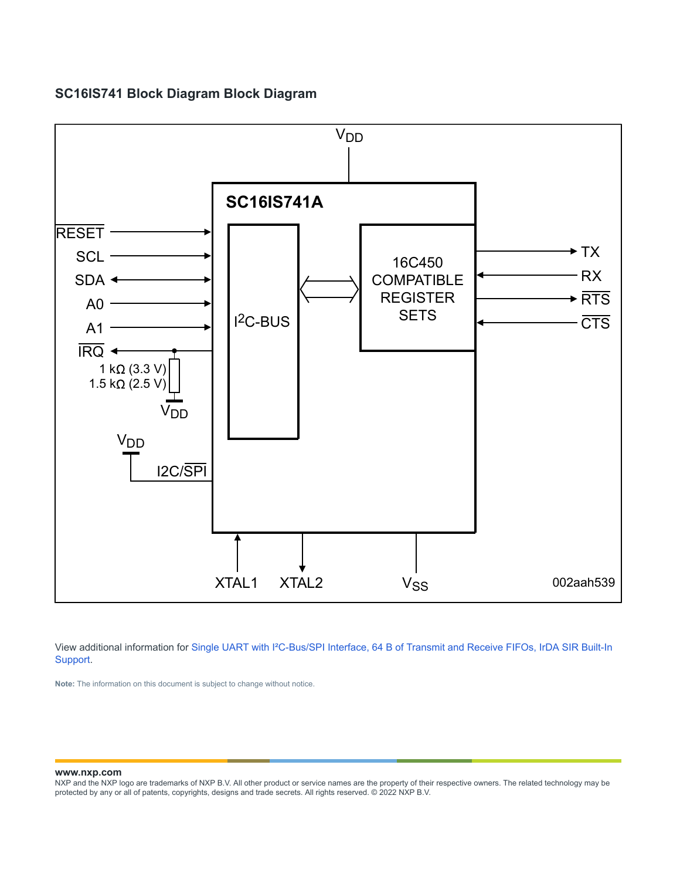## SC16IS741 Block Diagram Block Diagram

VDD

SC16IS741A

RESET

SCL

SDA

A0

A1

IRQ

1 kΩ (3.3 V)

1.5 kΩ (2.5 V)

VDD

VDD

I2C/SPI

I2C-BUS

16C450 COMPATIBLE REGISTER SETS

TX

RX

RTS

CTS

XTAL1

XTAL2

VSS

002aah539

View additional information for Single UART with I²C-Bus/SPI Interface, 64 B of Transmit and Receive FIFOs, IrDA SIR Built-In Support.

**Note:** The information on this document is subject to change without notice.

**www.nxp.com**

NXP and the NXP logo are trademarks of NXP B.V. All other product or service names are the property of their respective owners. The related technology may be protected by any or all of patents, copyrights, designs and trade secrets. All rights reserved. © 2022 NXP B.V.